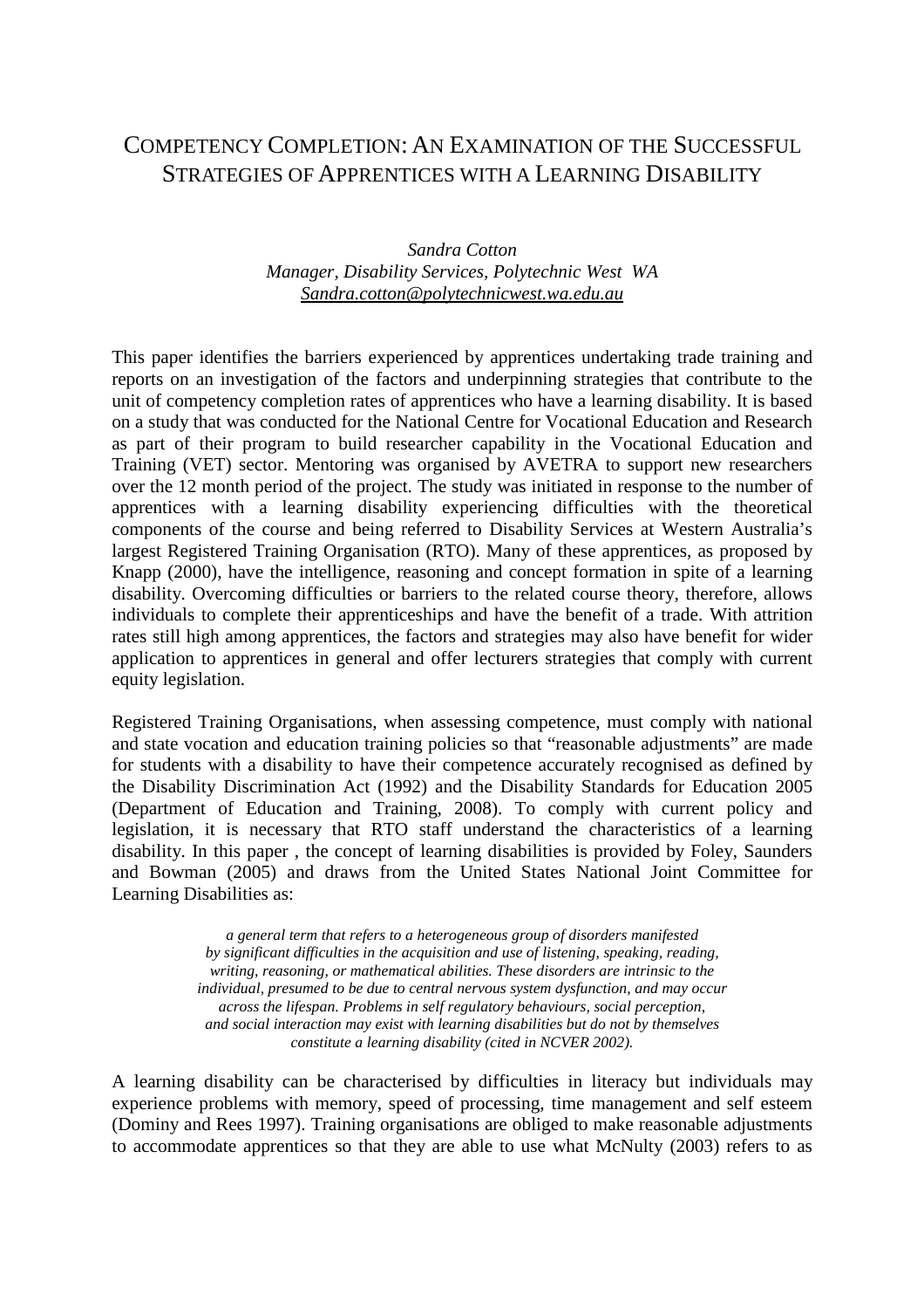# COMPETENCY COMPLETION: AN EXAMINATION OF THE SUCCESSFUL STRATEGIES OF APPRENTICES WITH A LEARNING DISABILITY

*Sandra Cotton*
*Manager, Disability Services, Polytechnic West WA*
*Sandra.cotton@polytechnicwest.wa.edu.au*

This paper identifies the barriers experienced by apprentices undertaking trade training and reports on an investigation of the factors and underpinning strategies that contribute to the unit of competency completion rates of apprentices who have a learning disability. It is based on a study that was conducted for the National Centre for Vocational Education and Research as part of their program to build researcher capability in the Vocational Education and Training (VET) sector. Mentoring was organised by AVETRA to support new researchers over the 12 month period of the project. The study was initiated in response to the number of apprentices with a learning disability experiencing difficulties with the theoretical components of the course and being referred to Disability Services at Western Australia's largest Registered Training Organisation (RTO). Many of these apprentices, as proposed by Knapp (2000), have the intelligence, reasoning and concept formation in spite of a learning disability. Overcoming difficulties or barriers to the related course theory, therefore, allows individuals to complete their apprenticeships and have the benefit of a trade. With attrition rates still high among apprentices, the factors and strategies may also have benefit for wider application to apprentices in general and offer lecturers strategies that comply with current equity legislation.

Registered Training Organisations, when assessing competence, must comply with national and state vocation and education training policies so that "reasonable adjustments" are made for students with a disability to have their competence accurately recognised as defined by the Disability Discrimination Act (1992) and the Disability Standards for Education 2005 (Department of Education and Training, 2008). To comply with current policy and legislation, it is necessary that RTO staff understand the characteristics of a learning disability. In this paper , the concept of learning disabilities is provided by Foley, Saunders and Bowman (2005) and draws from the United States National Joint Committee for Learning Disabilities as:

> *a general term that refers to a heterogeneous group of disorders manifested by significant difficulties in the acquisition and use of listening, speaking, reading, writing, reasoning, or mathematical abilities. These disorders are intrinsic to the individual, presumed to be due to central nervous system dysfunction, and may occur across the lifespan. Problems in self regulatory behaviours, social perception, and social interaction may exist with learning disabilities but do not by themselves constitute a learning disability (cited in NCVER 2002).*

A learning disability can be characterised by difficulties in literacy but individuals may experience problems with memory, speed of processing, time management and self esteem (Dominy and Rees 1997). Training organisations are obliged to make reasonable adjustments to accommodate apprentices so that they are able to use what McNulty (2003) refers to as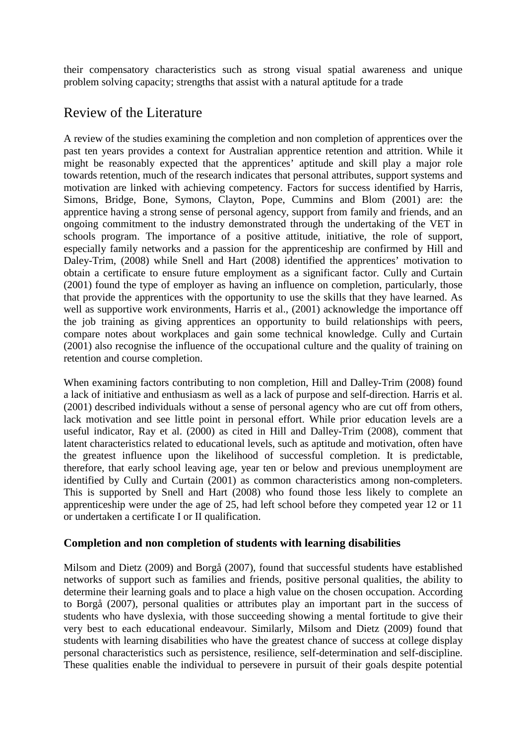their compensatory characteristics such as strong visual spatial awareness and unique problem solving capacity; strengths that assist with a natural aptitude for a trade

## Review of the Literature

A review of the studies examining the completion and non completion of apprentices over the past ten years provides a context for Australian apprentice retention and attrition. While it might be reasonably expected that the apprentices' aptitude and skill play a major role towards retention, much of the research indicates that personal attributes, support systems and motivation are linked with achieving competency. Factors for success identified by Harris, Simons, Bridge, Bone, Symons, Clayton, Pope, Cummins and Blom (2001) are: the apprentice having a strong sense of personal agency, support from family and friends, and an ongoing commitment to the industry demonstrated through the undertaking of the VET in schools program. The importance of a positive attitude, initiative, the role of support, especially family networks and a passion for the apprenticeship are confirmed by Hill and Daley-Trim, (2008) while Snell and Hart (2008) identified the apprentices' motivation to obtain a certificate to ensure future employment as a significant factor. Cully and Curtain (2001) found the type of employer as having an influence on completion, particularly, those that provide the apprentices with the opportunity to use the skills that they have learned. As well as supportive work environments, Harris et al., (2001) acknowledge the importance off the job training as giving apprentices an opportunity to build relationships with peers, compare notes about workplaces and gain some technical knowledge. Cully and Curtain (2001) also recognise the influence of the occupational culture and the quality of training on retention and course completion.

When examining factors contributing to non completion, Hill and Dalley-Trim (2008) found a lack of initiative and enthusiasm as well as a lack of purpose and self-direction. Harris et al. (2001) described individuals without a sense of personal agency who are cut off from others, lack motivation and see little point in personal effort. While prior education levels are a useful indicator, Ray et al. (2000) as cited in Hill and Dalley-Trim (2008), comment that latent characteristics related to educational levels, such as aptitude and motivation, often have the greatest influence upon the likelihood of successful completion. It is predictable, therefore, that early school leaving age, year ten or below and previous unemployment are identified by Cully and Curtain (2001) as common characteristics among non-completers. This is supported by Snell and Hart (2008) who found those less likely to complete an apprenticeship were under the age of 25, had left school before they competed year 12 or 11 or undertaken a certificate I or II qualification.

### Completion and non completion of students with learning disabilities

Milsom and Dietz (2009) and Borgå (2007), found that successful students have established networks of support such as families and friends, positive personal qualities, the ability to determine their learning goals and to place a high value on the chosen occupation. According to Borgå (2007), personal qualities or attributes play an important part in the success of students who have dyslexia, with those succeeding showing a mental fortitude to give their very best to each educational endeavour. Similarly, Milsom and Dietz (2009) found that students with learning disabilities who have the greatest chance of success at college display personal characteristics such as persistence, resilience, self-determination and self-discipline. These qualities enable the individual to persevere in pursuit of their goals despite potential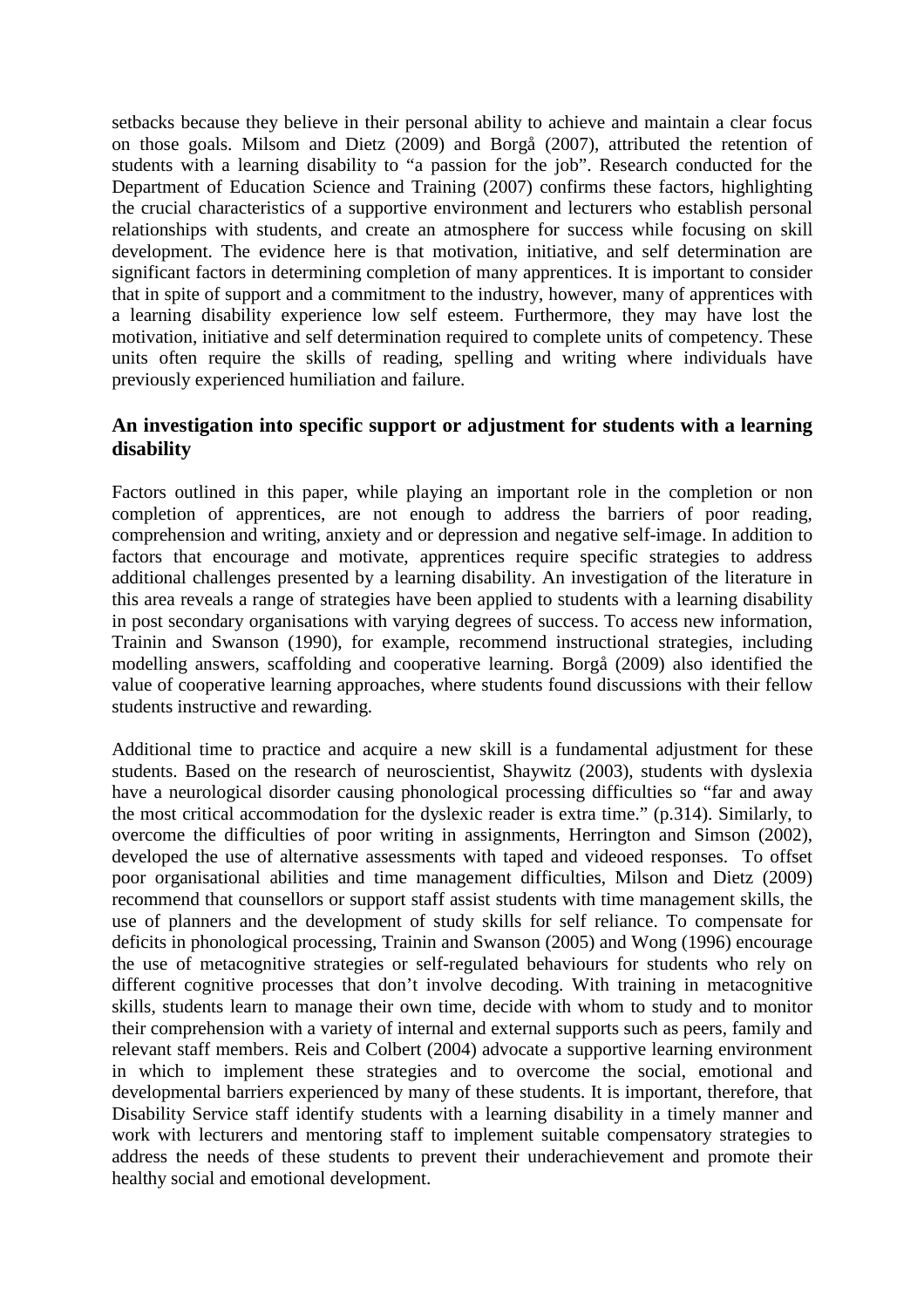setbacks because they believe in their personal ability to achieve and maintain a clear focus on those goals. Milsom and Dietz (2009) and Borgå (2007), attributed the retention of students with a learning disability to "a passion for the job". Research conducted for the Department of Education Science and Training (2007) confirms these factors, highlighting the crucial characteristics of a supportive environment and lecturers who establish personal relationships with students, and create an atmosphere for success while focusing on skill development. The evidence here is that motivation, initiative, and self determination are significant factors in determining completion of many apprentices. It is important to consider that in spite of support and a commitment to the industry, however, many of apprentices with a learning disability experience low self esteem. Furthermore, they may have lost the motivation, initiative and self determination required to complete units of competency. These units often require the skills of reading, spelling and writing where individuals have previously experienced humiliation and failure.

### An investigation into specific support or adjustment for students with a learning disability

Factors outlined in this paper, while playing an important role in the completion or non completion of apprentices, are not enough to address the barriers of poor reading, comprehension and writing, anxiety and or depression and negative self-image. In addition to factors that encourage and motivate, apprentices require specific strategies to address additional challenges presented by a learning disability. An investigation of the literature in this area reveals a range of strategies have been applied to students with a learning disability in post secondary organisations with varying degrees of success. To access new information, Trainin and Swanson (1990), for example, recommend instructional strategies, including modelling answers, scaffolding and cooperative learning. Borgå (2009) also identified the value of cooperative learning approaches, where students found discussions with their fellow students instructive and rewarding.

Additional time to practice and acquire a new skill is a fundamental adjustment for these students. Based on the research of neuroscientist, Shaywitz (2003), students with dyslexia have a neurological disorder causing phonological processing difficulties so "far and away the most critical accommodation for the dyslexic reader is extra time." (p.314). Similarly, to overcome the difficulties of poor writing in assignments, Herrington and Simson (2002), developed the use of alternative assessments with taped and videoed responses. To offset poor organisational abilities and time management difficulties, Milson and Dietz (2009) recommend that counsellors or support staff assist students with time management skills, the use of planners and the development of study skills for self reliance. To compensate for deficits in phonological processing, Trainin and Swanson (2005) and Wong (1996) encourage the use of metacognitive strategies or self-regulated behaviours for students who rely on different cognitive processes that don't involve decoding. With training in metacognitive skills, students learn to manage their own time, decide with whom to study and to monitor their comprehension with a variety of internal and external supports such as peers, family and relevant staff members. Reis and Colbert (2004) advocate a supportive learning environment in which to implement these strategies and to overcome the social, emotional and developmental barriers experienced by many of these students. It is important, therefore, that Disability Service staff identify students with a learning disability in a timely manner and work with lecturers and mentoring staff to implement suitable compensatory strategies to address the needs of these students to prevent their underachievement and promote their healthy social and emotional development.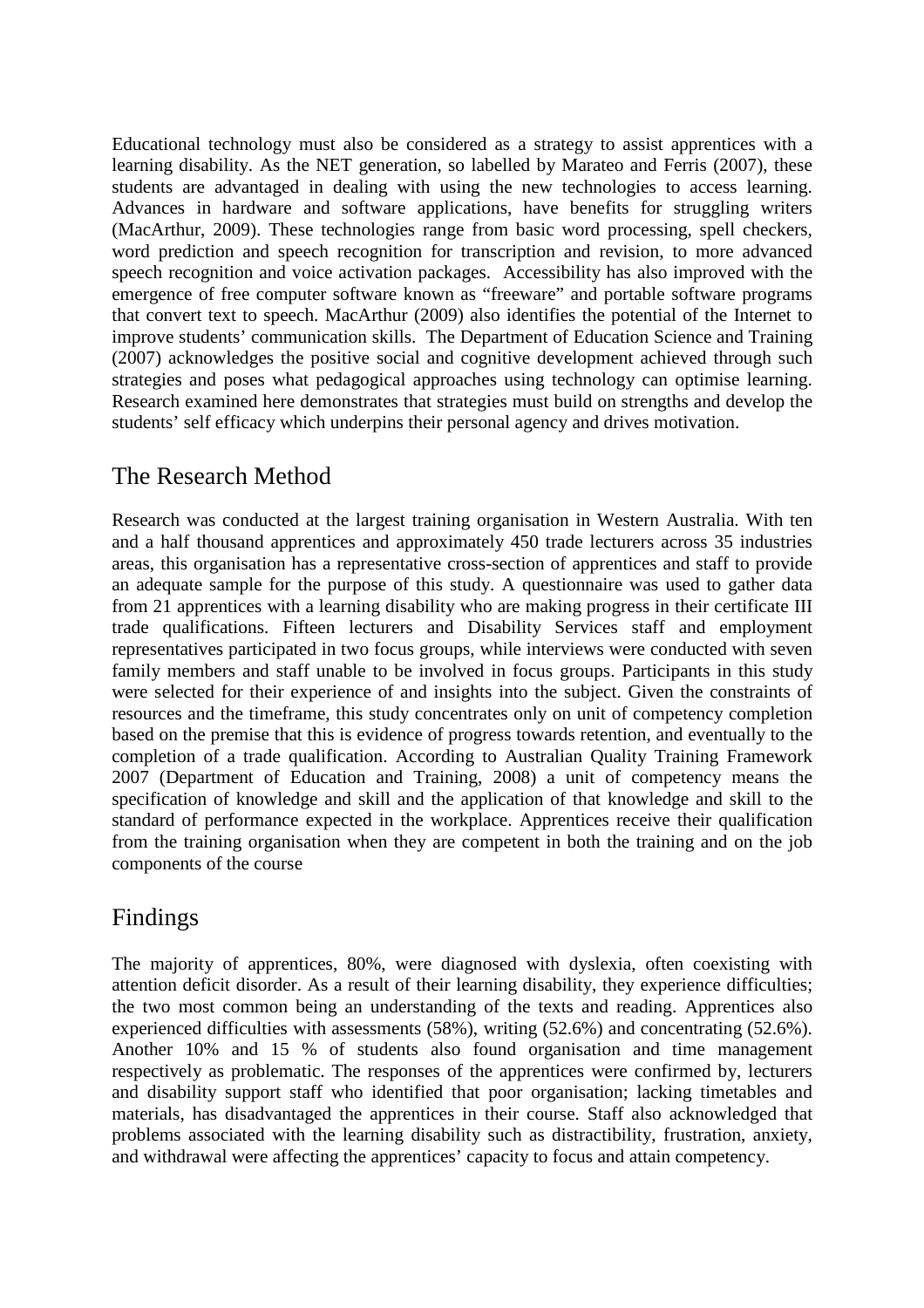Educational technology must also be considered as a strategy to assist apprentices with a learning disability. As the NET generation, so labelled by Marateo and Ferris (2007), these students are advantaged in dealing with using the new technologies to access learning. Advances in hardware and software applications, have benefits for struggling writers (MacArthur, 2009). These technologies range from basic word processing, spell checkers, word prediction and speech recognition for transcription and revision, to more advanced speech recognition and voice activation packages. Accessibility has also improved with the emergence of free computer software known as "freeware" and portable software programs that convert text to speech. MacArthur (2009) also identifies the potential of the Internet to improve students' communication skills. The Department of Education Science and Training (2007) acknowledges the positive social and cognitive development achieved through such strategies and poses what pedagogical approaches using technology can optimise learning. Research examined here demonstrates that strategies must build on strengths and develop the students' self efficacy which underpins their personal agency and drives motivation.

## The Research Method

Research was conducted at the largest training organisation in Western Australia. With ten and a half thousand apprentices and approximately 450 trade lecturers across 35 industries areas, this organisation has a representative cross-section of apprentices and staff to provide an adequate sample for the purpose of this study. A questionnaire was used to gather data from 21 apprentices with a learning disability who are making progress in their certificate III trade qualifications. Fifteen lecturers and Disability Services staff and employment representatives participated in two focus groups, while interviews were conducted with seven family members and staff unable to be involved in focus groups. Participants in this study were selected for their experience of and insights into the subject. Given the constraints of resources and the timeframe, this study concentrates only on unit of competency completion based on the premise that this is evidence of progress towards retention, and eventually to the completion of a trade qualification. According to Australian Quality Training Framework 2007 (Department of Education and Training, 2008) a unit of competency means the specification of knowledge and skill and the application of that knowledge and skill to the standard of performance expected in the workplace. Apprentices receive their qualification from the training organisation when they are competent in both the training and on the job components of the course

## Findings

The majority of apprentices, 80%, were diagnosed with dyslexia, often coexisting with attention deficit disorder. As a result of their learning disability, they experience difficulties; the two most common being an understanding of the texts and reading. Apprentices also experienced difficulties with assessments (58%), writing (52.6%) and concentrating (52.6%). Another 10% and 15 % of students also found organisation and time management respectively as problematic. The responses of the apprentices were confirmed by, lecturers and disability support staff who identified that poor organisation; lacking timetables and materials, has disadvantaged the apprentices in their course. Staff also acknowledged that problems associated with the learning disability such as distractibility, frustration, anxiety, and withdrawal were affecting the apprentices' capacity to focus and attain competency.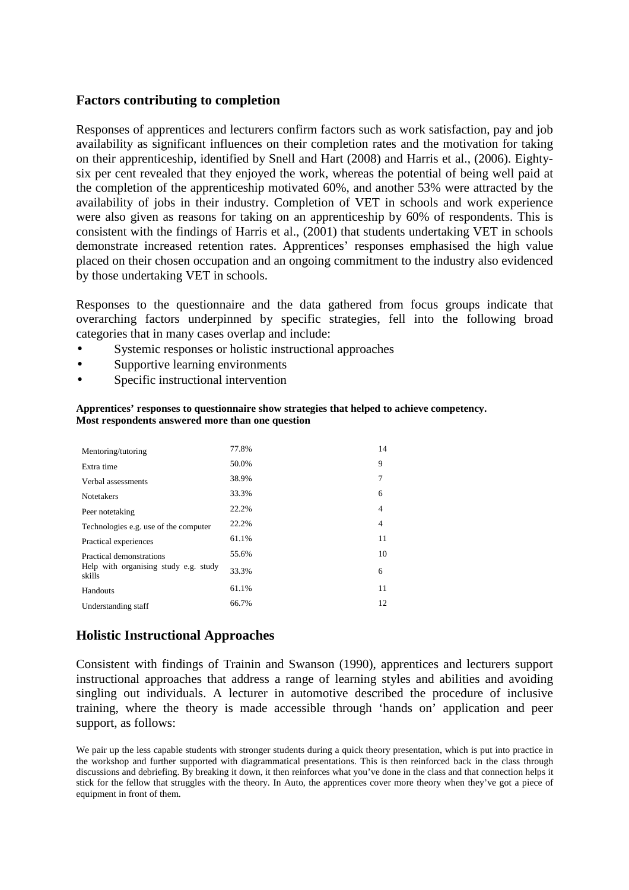## Factors contributing to completion

Responses of apprentices and lecturers confirm factors such as work satisfaction, pay and job availability as significant influences on their completion rates and the motivation for taking on their apprenticeship, identified by Snell and Hart (2008) and Harris et al., (2006). Eighty-six per cent revealed that they enjoyed the work, whereas the potential of being well paid at the completion of the apprenticeship motivated 60%, and another 53% were attracted by the availability of jobs in their industry. Completion of VET in schools and work experience were also given as reasons for taking on an apprenticeship by 60% of respondents. This is consistent with the findings of Harris et al., (2001) that students undertaking VET in schools demonstrate increased retention rates. Apprentices' responses emphasised the high value placed on their chosen occupation and an ongoing commitment to the industry also evidenced by those undertaking VET in schools.

Responses to the questionnaire and the data gathered from focus groups indicate that overarching factors underpinned by specific strategies, fell into the following broad categories that in many cases overlap and include:

- Systemic responses or holistic instructional approaches
- Supportive learning environments
- Specific instructional intervention

**Apprentices' responses to questionnaire show strategies that helped to achieve competency. Most respondents answered more than one question**

| Strategy | % | n |
|---|---|---|
| Mentoring/tutoring | 77.8% | 14 |
| Extra time | 50.0% | 9 |
| Verbal assessments | 38.9% | 7 |
| Notetakers | 33.3% | 6 |
| Peer notetaking | 22.2% | 4 |
| Technologies e.g. use of the computer | 22.2% | 4 |
| Practical experiences | 61.1% | 11 |
| Practical demonstrations | 55.6% | 10 |
| Help with organising study e.g. study skills | 33.3% | 6 |
| Handouts | 61.1% | 11 |
| Understanding staff | 66.7% | 12 |

## Holistic Instructional Approaches

Consistent with findings of Trainin and Swanson (1990), apprentices and lecturers support instructional approaches that address a range of learning styles and abilities and avoiding singling out individuals. A lecturer in automotive described the procedure of inclusive training, where the theory is made accessible through 'hands on' application and peer support, as follows:

> We pair up the less capable students with stronger students during a quick theory presentation, which is put into practice in the workshop and further supported with diagrammatical presentations. This is then reinforced back in the class through discussions and debriefing. By breaking it down, it then reinforces what you've done in the class and that connection helps it stick for the fellow that struggles with the theory. In Auto, the apprentices cover more theory when they've got a piece of equipment in front of them.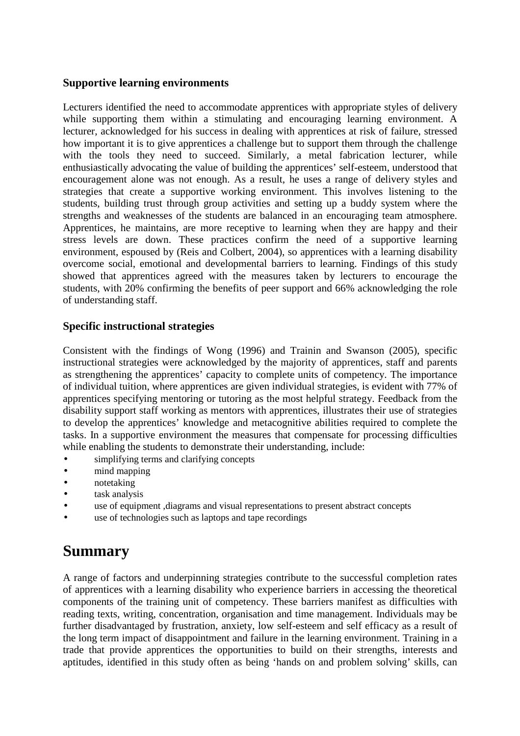### Supportive learning environments

Lecturers identified the need to accommodate apprentices with appropriate styles of delivery while supporting them within a stimulating and encouraging learning environment. A lecturer, acknowledged for his success in dealing with apprentices at risk of failure, stressed how important it is to give apprentices a challenge but to support them through the challenge with the tools they need to succeed. Similarly, a metal fabrication lecturer, while enthusiastically advocating the value of building the apprentices' self-esteem, understood that encouragement alone was not enough. As a result, he uses a range of delivery styles and strategies that create a supportive working environment. This involves listening to the students, building trust through group activities and setting up a buddy system where the strengths and weaknesses of the students are balanced in an encouraging team atmosphere. Apprentices, he maintains, are more receptive to learning when they are happy and their stress levels are down. These practices confirm the need of a supportive learning environment, espoused by (Reis and Colbert, 2004), so apprentices with a learning disability overcome social, emotional and developmental barriers to learning. Findings of this study showed that apprentices agreed with the measures taken by lecturers to encourage the students, with 20% confirming the benefits of peer support and 66% acknowledging the role of understanding staff.

### Specific instructional strategies

Consistent with the findings of Wong (1996) and Trainin and Swanson (2005), specific instructional strategies were acknowledged by the majority of apprentices, staff and parents as strengthening the apprentices' capacity to complete units of competency. The importance of individual tuition, where apprentices are given individual strategies, is evident with 77% of apprentices specifying mentoring or tutoring as the most helpful strategy. Feedback from the disability support staff working as mentors with apprentices, illustrates their use of strategies to develop the apprentices' knowledge and metacognitive abilities required to complete the tasks. In a supportive environment the measures that compensate for processing difficulties while enabling the students to demonstrate their understanding, include:

- simplifying terms and clarifying concepts
- mind mapping
- notetaking
- task analysis
- use of equipment ,diagrams and visual representations to present abstract concepts
- use of technologies such as laptops and tape recordings

## Summary

A range of factors and underpinning strategies contribute to the successful completion rates of apprentices with a learning disability who experience barriers in accessing the theoretical components of the training unit of competency. These barriers manifest as difficulties with reading texts, writing, concentration, organisation and time management. Individuals may be further disadvantaged by frustration, anxiety, low self-esteem and self efficacy as a result of the long term impact of disappointment and failure in the learning environment. Training in a trade that provide apprentices the opportunities to build on their strengths, interests and aptitudes, identified in this study often as being 'hands on and problem solving' skills, can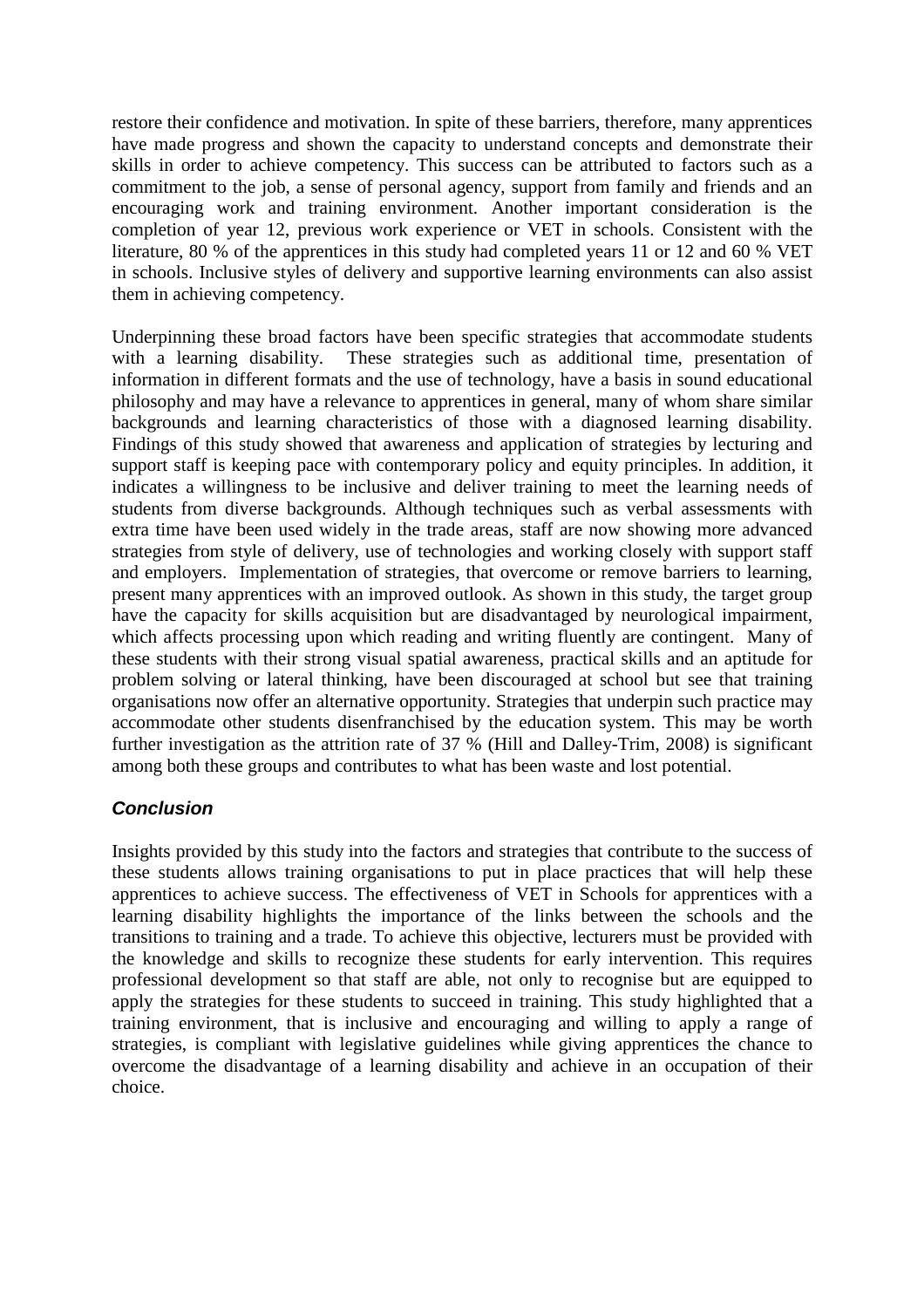restore their confidence and motivation. In spite of these barriers, therefore, many apprentices have made progress and shown the capacity to understand concepts and demonstrate their skills in order to achieve competency. This success can be attributed to factors such as a commitment to the job, a sense of personal agency, support from family and friends and an encouraging work and training environment. Another important consideration is the completion of year 12, previous work experience or VET in schools. Consistent with the literature, 80 % of the apprentices in this study had completed years 11 or 12 and 60 % VET in schools. Inclusive styles of delivery and supportive learning environments can also assist them in achieving competency.

Underpinning these broad factors have been specific strategies that accommodate students with a learning disability. These strategies such as additional time, presentation of information in different formats and the use of technology, have a basis in sound educational philosophy and may have a relevance to apprentices in general, many of whom share similar backgrounds and learning characteristics of those with a diagnosed learning disability. Findings of this study showed that awareness and application of strategies by lecturing and support staff is keeping pace with contemporary policy and equity principles. In addition, it indicates a willingness to be inclusive and deliver training to meet the learning needs of students from diverse backgrounds. Although techniques such as verbal assessments with extra time have been used widely in the trade areas, staff are now showing more advanced strategies from style of delivery, use of technologies and working closely with support staff and employers. Implementation of strategies, that overcome or remove barriers to learning, present many apprentices with an improved outlook. As shown in this study, the target group have the capacity for skills acquisition but are disadvantaged by neurological impairment, which affects processing upon which reading and writing fluently are contingent. Many of these students with their strong visual spatial awareness, practical skills and an aptitude for problem solving or lateral thinking, have been discouraged at school but see that training organisations now offer an alternative opportunity. Strategies that underpin such practice may accommodate other students disenfranchised by the education system. This may be worth further investigation as the attrition rate of 37 % (Hill and Dalley-Trim, 2008) is significant among both these groups and contributes to what has been waste and lost potential.

## *Conclusion*

Insights provided by this study into the factors and strategies that contribute to the success of these students allows training organisations to put in place practices that will help these apprentices to achieve success. The effectiveness of VET in Schools for apprentices with a learning disability highlights the importance of the links between the schools and the transitions to training and a trade. To achieve this objective, lecturers must be provided with the knowledge and skills to recognize these students for early intervention. This requires professional development so that staff are able, not only to recognise but are equipped to apply the strategies for these students to succeed in training. This study highlighted that a training environment, that is inclusive and encouraging and willing to apply a range of strategies, is compliant with legislative guidelines while giving apprentices the chance to overcome the disadvantage of a learning disability and achieve in an occupation of their choice.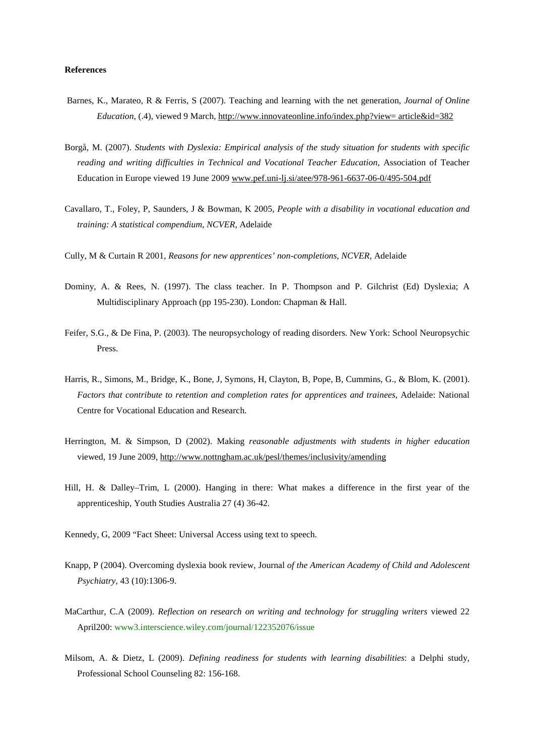**References**

Barnes, K., Marateo, R & Ferris, S (2007). Teaching and learning with the net generation, *Journal of Online Education,* (.4), viewed 9 March, http://www.innovateonline.info/index.php?view= article&id=382

Borgå, M. (2007). *Students with Dyslexia: Empirical analysis of the study situation for students with specific reading and writing difficulties in Technical and Vocational Teacher Education,* Association of Teacher Education in Europe viewed 19 June 2009 www.pef.uni-lj.si/atee/978-961-6637-06-0/495-504.pdf

Cavallaro, T., Foley, P, Saunders, J & Bowman, K 2005, *People with a disability in vocational education and training: A statistical compendium*, *NCVER,* Adelaide

Cully, M & Curtain R 2001, *Reasons for new apprentices' non-completions, NCVER,* Adelaide

Dominy, A. & Rees, N. (1997). The class teacher. In P. Thompson and P. Gilchrist (Ed) Dyslexia; A Multidisciplinary Approach (pp 195-230). London: Chapman & Hall.

Feifer, S.G., & De Fina, P. (2003). The neuropsychology of reading disorders. New York: School Neuropsychic Press.

Harris, R., Simons, M., Bridge, K., Bone, J, Symons, H, Clayton, B, Pope, B, Cummins, G., & Blom, K. (2001). *Factors that contribute to retention and completion rates for apprentices and trainees*, Adelaide: National Centre for Vocational Education and Research.

Herrington, M. & Simpson, D (2002). Making *reasonable adjustments with students in higher education* viewed, 19 June 2009, http://www.nottngham.ac.uk/pesl/themes/inclusivity/amending

Hill, H. & Dalley–Trim, L (2000). Hanging in there: What makes a difference in the first year of the apprenticeship, Youth Studies Australia 27 (4) 36-42.

Kennedy, G, 2009 "Fact Sheet: Universal Access using text to speech.

Knapp, P (2004). Overcoming dyslexia book review, Journal *of the American Academy of Child and Adolescent Psychiatry*, 43 (10):1306-9.

MaCarthur, C.A (2009). *Reflection on research on writing and technology for struggling writers* viewed 22 April200: www3.interscience.wiley.com/journal/122352076/issue

Milsom, A. & Dietz, L (2009). *Defining readiness for students with learning disabilities*: a Delphi study, Professional School Counseling 82: 156-168.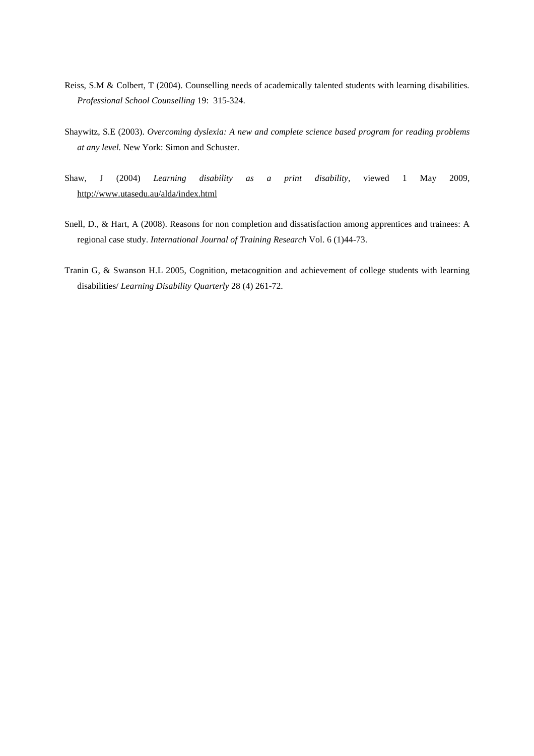Reiss, S.M & Colbert, T (2004). Counselling needs of academically talented students with learning disabilities. *Professional School Counselling* 19: 315-324.

Shaywitz, S.E (2003). *Overcoming dyslexia: A new and complete science based program for reading problems at any level.* New York: Simon and Schuster.

Shaw, J (2004) *Learning disability as a print disability*, viewed 1 May 2009, http://www.utasedu.au/alda/index.html

Snell, D., & Hart, A (2008). Reasons for non completion and dissatisfaction among apprentices and trainees: A regional case study. *International Journal of Training Research* Vol. 6 (1)44-73.

Tranin G, & Swanson H.L 2005, Cognition, metacognition and achievement of college students with learning disabilities/ *Learning Disability Quarterly* 28 (4) 261-72.